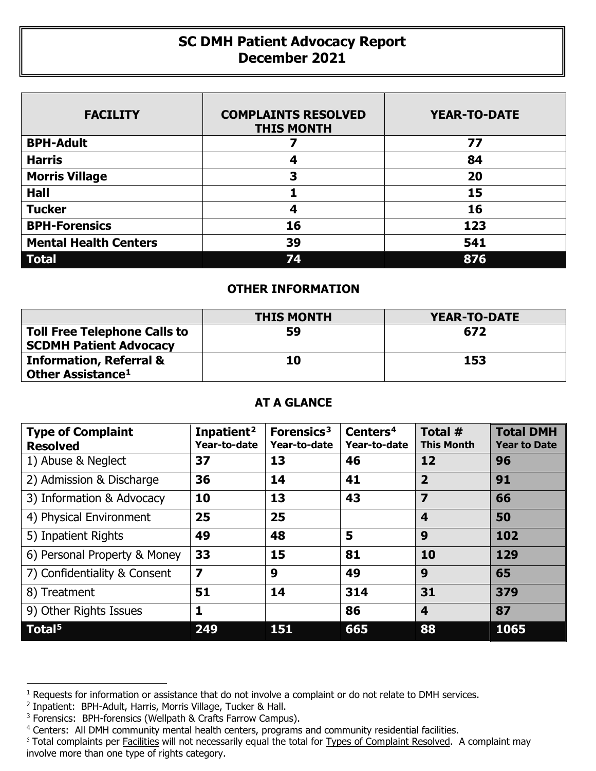# SC DMH Patient Advocacy Report
# December 2021

| FACILITY | COMPLAINTS RESOLVED THIS MONTH | YEAR-TO-DATE |
|---|---|---|
| **BPH-Adult** | **7** | **77** |
| **Harris** | **4** | **84** |
| **Morris Village** | **3** | **20** |
| **Hall** | **1** | **15** |
| **Tucker** | **4** | **16** |
| **BPH-Forensics** | **16** | **123** |
| **Mental Health Centers** | **39** | **541** |
| **Total** | **74** | **876** |

## OTHER INFORMATION

| | THIS MONTH | YEAR-TO-DATE |
|---|---|---|
| **Toll Free Telephone Calls to SCDMH Patient Advocacy** | **59** | **672** |
| **Information, Referral & Other Assistance[1]** | **10** | **153** |

## AT A GLANCE

| Type of Complaint Resolved | Inpatient[2] Year-to-date | Forensics[3] Year-to-date | Centers[4] Year-to-date | Total # This Month | Total DMH Year to Date |
|---|---|---|---|---|---|
| 1) Abuse & Neglect | **37** | **13** | **46** | **12** | **96** |
| 2) Admission & Discharge | **36** | **14** | **41** | **2** | **91** |
| 3) Information & Advocacy | **10** | **13** | **43** | **7** | **66** |
| 4) Physical Environment | **25** | **25** | | **4** | **50** |
| 5) Inpatient Rights | **49** | **48** | **5** | **9** | **102** |
| 6) Personal Property & Money | **33** | **15** | **81** | **10** | **129** |
| 7) Confidentiality & Consent | **7** | **9** | **49** | **9** | **65** |
| 8) Treatment | **51** | **14** | **314** | **31** | **379** |
| 9) Other Rights Issues | **1** | | **86** | **4** | **87** |
| **Total[5]** | **249** | **151** | **665** | **88** | **1065** |

[1] Requests for information or assistance that do not involve a complaint or do not relate to DMH services.

[2] Inpatient: BPH-Adult, Harris, Morris Village, Tucker & Hall.

[3] Forensics: BPH-forensics (Wellpath & Crafts Farrow Campus).

[4] Centers: All DMH community mental health centers, programs and community residential facilities.

[5] Total complaints per Facilities will not necessarily equal the total for Types of Complaint Resolved. A complaint may involve more than one type of rights category.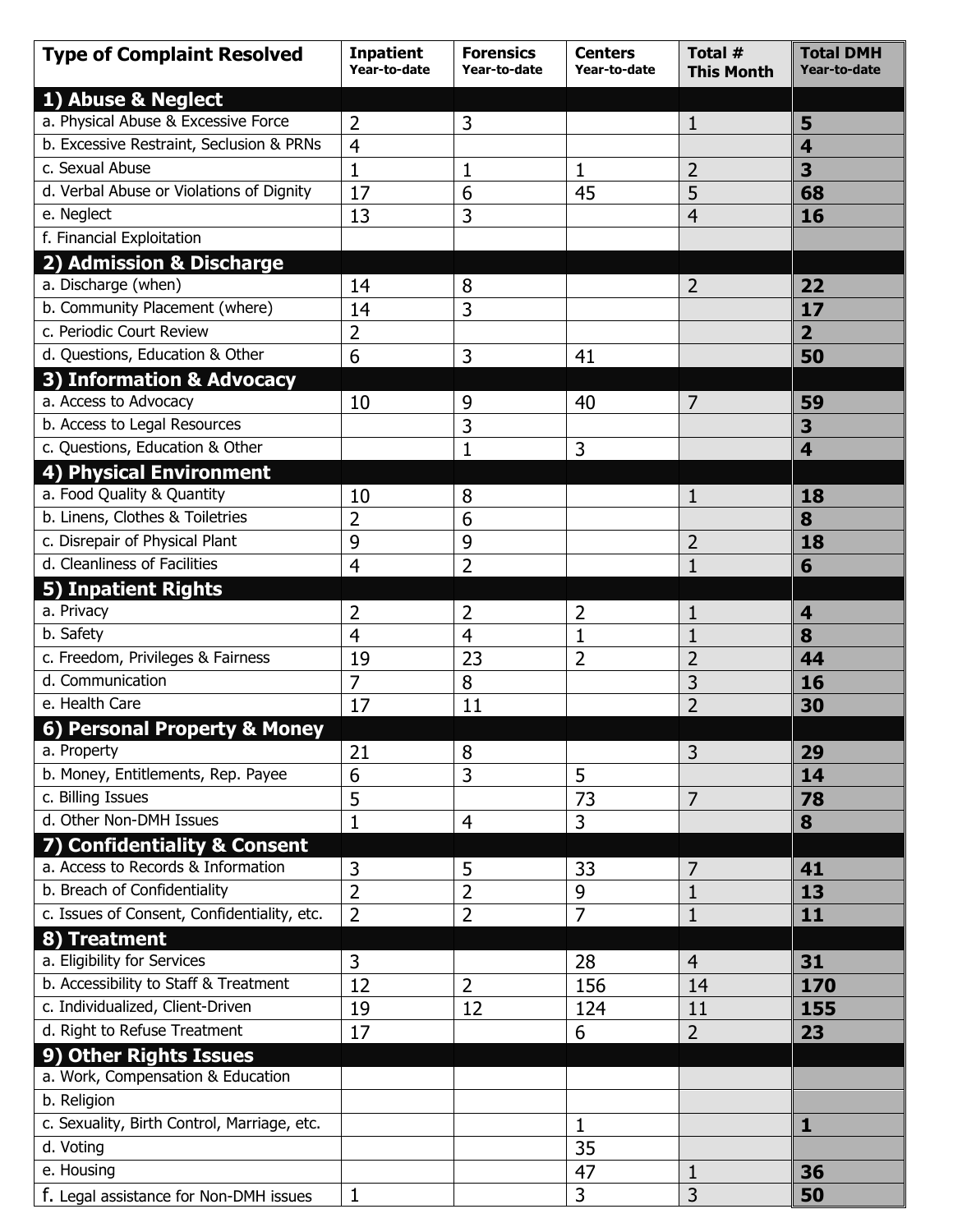| Type of Complaint Resolved | Inpatient Year-to-date | Forensics Year-to-date | Centers Year-to-date | Total # This Month | Total DMH Year-to-date |
|---|---|---|---|---|---|
| **1) Abuse & Neglect** | | | | | |
| a. Physical Abuse & Excessive Force | 2 | 3 | | 1 | **5** |
| b. Excessive Restraint, Seclusion & PRNs | 4 | | | | **4** |
| c. Sexual Abuse | 1 | 1 | 1 | 2 | **3** |
| d. Verbal Abuse or Violations of Dignity | 17 | 6 | 45 | 5 | **68** |
| e. Neglect | 13 | 3 | | 4 | **16** |
| f. Financial Exploitation | | | | | |
| **2) Admission & Discharge** | | | | | |
| a. Discharge (when) | 14 | 8 | | 2 | **22** |
| b. Community Placement (where) | 14 | 3 | | | **17** |
| c. Periodic Court Review | 2 | | | | **2** |
| d. Questions, Education & Other | 6 | 3 | 41 | | **50** |
| **3) Information & Advocacy** | | | | | |
| a. Access to Advocacy | 10 | 9 | 40 | 7 | **59** |
| b. Access to Legal Resources | | 3 | | | **3** |
| c. Questions, Education & Other | | 1 | 3 | | **4** |
| **4) Physical Environment** | | | | | |
| a. Food Quality & Quantity | 10 | 8 | | 1 | **18** |
| b. Linens, Clothes & Toiletries | 2 | 6 | | | **8** |
| c. Disrepair of Physical Plant | 9 | 9 | | 2 | **18** |
| d. Cleanliness of Facilities | 4 | 2 | | 1 | **6** |
| **5) Inpatient Rights** | | | | | |
| a. Privacy | 2 | 2 | 2 | 1 | **4** |
| b. Safety | 4 | 4 | 1 | 1 | **8** |
| c. Freedom, Privileges & Fairness | 19 | 23 | 2 | 2 | **44** |
| d. Communication | 7 | 8 | | 3 | **16** |
| e. Health Care | 17 | 11 | | 2 | **30** |
| **6) Personal Property & Money** | | | | | |
| a. Property | 21 | 8 | | 3 | **29** |
| b. Money, Entitlements, Rep. Payee | 6 | 3 | 5 | | **14** |
| c. Billing Issues | 5 | | 73 | 7 | **78** |
| d. Other Non-DMH Issues | 1 | 4 | 3 | | **8** |
| **7) Confidentiality & Consent** | | | | | |
| a. Access to Records & Information | 3 | 5 | 33 | 7 | **41** |
| b. Breach of Confidentiality | 2 | 2 | 9 | 1 | **13** |
| c. Issues of Consent, Confidentiality, etc. | 2 | 2 | 7 | 1 | **11** |
| **8) Treatment** | | | | | |
| a. Eligibility for Services | 3 | | 28 | 4 | **31** |
| b. Accessibility to Staff & Treatment | 12 | 2 | 156 | 14 | **170** |
| c. Individualized, Client-Driven | 19 | 12 | 124 | 11 | **155** |
| d. Right to Refuse Treatment | 17 | | 6 | 2 | **23** |
| **9) Other Rights Issues** | | | | | |
| a. Work, Compensation & Education | | | | | |
| b. Religion | | | | | |
| c. Sexuality, Birth Control, Marriage, etc. | | | 1 | | **1** |
| d. Voting | | | 35 | | |
| e. Housing | | | 47 | 1 | **36** |
| f. Legal assistance for Non-DMH issues | 1 | | 3 | 3 | **50** |